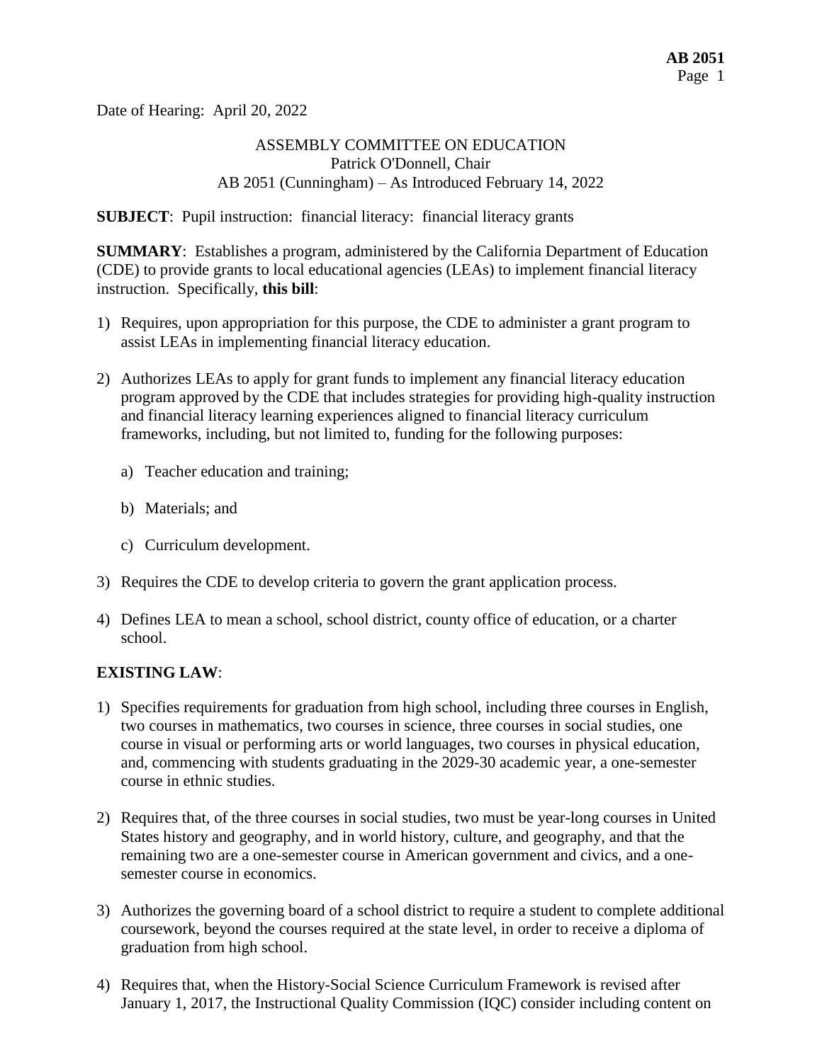Date of Hearing: April 20, 2022

ASSEMBLY COMMITTEE ON EDUCATION
Patrick O'Donnell, Chair
AB 2051 (Cunningham) – As Introduced February 14, 2022

**SUBJECT**: Pupil instruction: financial literacy: financial literacy grants

**SUMMARY**: Establishes a program, administered by the California Department of Education (CDE) to provide grants to local educational agencies (LEAs) to implement financial literacy instruction. Specifically, **this bill**:

1) Requires, upon appropriation for this purpose, the CDE to administer a grant program to assist LEAs in implementing financial literacy education.

2) Authorizes LEAs to apply for grant funds to implement any financial literacy education program approved by the CDE that includes strategies for providing high-quality instruction and financial literacy learning experiences aligned to financial literacy curriculum frameworks, including, but not limited to, funding for the following purposes:

   a) Teacher education and training;

   b) Materials; and

   c) Curriculum development.

3) Requires the CDE to develop criteria to govern the grant application process.

4) Defines LEA to mean a school, school district, county office of education, or a charter school.

**EXISTING LAW**:

1) Specifies requirements for graduation from high school, including three courses in English, two courses in mathematics, two courses in science, three courses in social studies, one course in visual or performing arts or world languages, two courses in physical education, and, commencing with students graduating in the 2029-30 academic year, a one-semester course in ethnic studies.

2) Requires that, of the three courses in social studies, two must be year-long courses in United States history and geography, and in world history, culture, and geography, and that the remaining two are a one-semester course in American government and civics, and a one-semester course in economics.

3) Authorizes the governing board of a school district to require a student to complete additional coursework, beyond the courses required at the state level, in order to receive a diploma of graduation from high school.

4) Requires that, when the History-Social Science Curriculum Framework is revised after January 1, 2017, the Instructional Quality Commission (IQC) consider including content on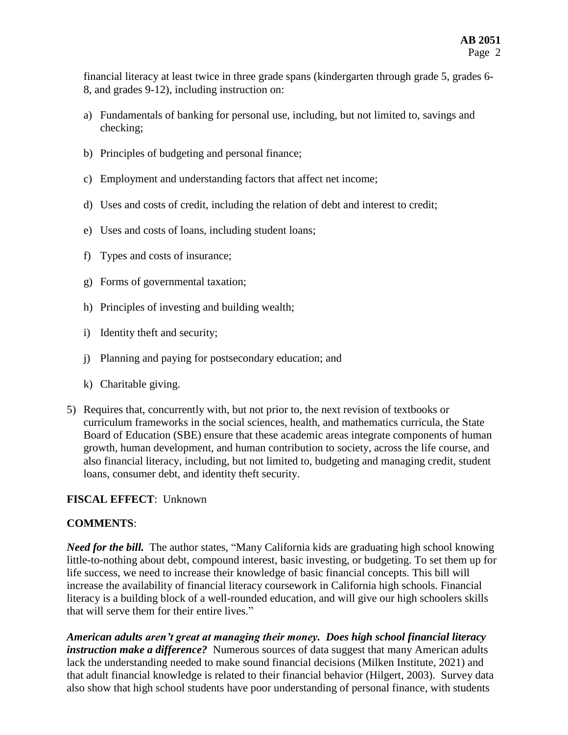financial literacy at least twice in three grade spans (kindergarten through grade 5, grades 6-8, and grades 9-12), including instruction on:

a) Fundamentals of banking for personal use, including, but not limited to, savings and checking;

b) Principles of budgeting and personal finance;

c) Employment and understanding factors that affect net income;

d) Uses and costs of credit, including the relation of debt and interest to credit;

e) Uses and costs of loans, including student loans;

f) Types and costs of insurance;

g) Forms of governmental taxation;

h) Principles of investing and building wealth;

i) Identity theft and security;

j) Planning and paying for postsecondary education; and

k) Charitable giving.

5) Requires that, concurrently with, but not prior to, the next revision of textbooks or curriculum frameworks in the social sciences, health, and mathematics curricula, the State Board of Education (SBE) ensure that these academic areas integrate components of human growth, human development, and human contribution to society, across the life course, and also financial literacy, including, but not limited to, budgeting and managing credit, student loans, consumer debt, and identity theft security.

**FISCAL EFFECT**: Unknown

**COMMENTS**:

***Need for the bill.*** The author states, "Many California kids are graduating high school knowing little-to-nothing about debt, compound interest, basic investing, or budgeting. To set them up for life success, we need to increase their knowledge of basic financial concepts. This bill will increase the availability of financial literacy coursework in California high schools. Financial literacy is a building block of a well-rounded education, and will give our high schoolers skills that will serve them for their entire lives."

***American adults aren't great at managing their money. Does high school financial literacy instruction make a difference?*** Numerous sources of data suggest that many American adults lack the understanding needed to make sound financial decisions (Milken Institute, 2021) and that adult financial knowledge is related to their financial behavior (Hilgert, 2003). Survey data also show that high school students have poor understanding of personal finance, with students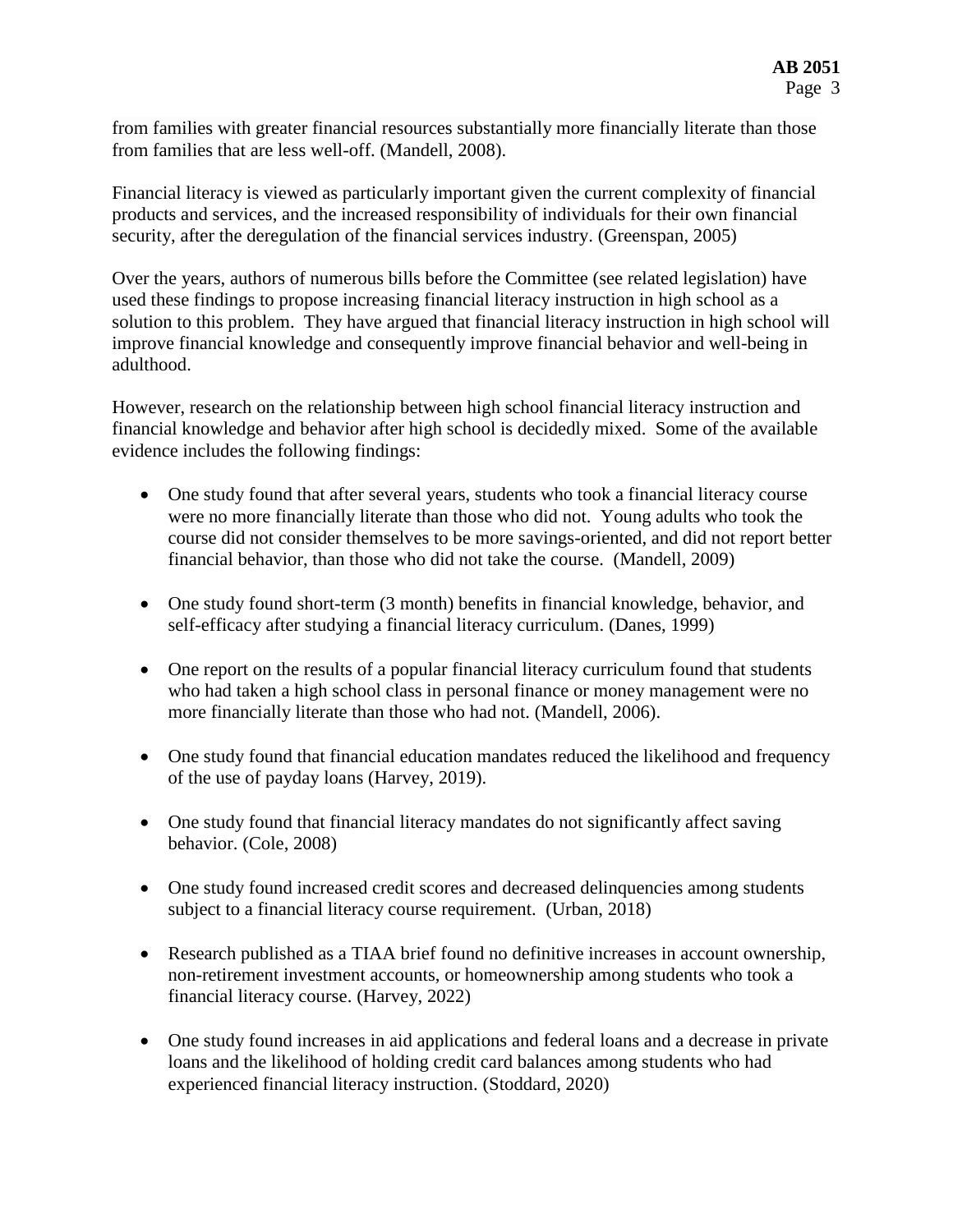from families with greater financial resources substantially more financially literate than those from families that are less well-off. (Mandell, 2008).

Financial literacy is viewed as particularly important given the current complexity of financial products and services, and the increased responsibility of individuals for their own financial security, after the deregulation of the financial services industry. (Greenspan, 2005)

Over the years, authors of numerous bills before the Committee (see related legislation) have used these findings to propose increasing financial literacy instruction in high school as a solution to this problem. They have argued that financial literacy instruction in high school will improve financial knowledge and consequently improve financial behavior and well-being in adulthood.

However, research on the relationship between high school financial literacy instruction and financial knowledge and behavior after high school is decidedly mixed. Some of the available evidence includes the following findings:

- One study found that after several years, students who took a financial literacy course were no more financially literate than those who did not. Young adults who took the course did not consider themselves to be more savings-oriented, and did not report better financial behavior, than those who did not take the course. (Mandell, 2009)

- One study found short-term (3 month) benefits in financial knowledge, behavior, and self-efficacy after studying a financial literacy curriculum. (Danes, 1999)

- One report on the results of a popular financial literacy curriculum found that students who had taken a high school class in personal finance or money management were no more financially literate than those who had not. (Mandell, 2006).

- One study found that financial education mandates reduced the likelihood and frequency of the use of payday loans (Harvey, 2019).

- One study found that financial literacy mandates do not significantly affect saving behavior. (Cole, 2008)

- One study found increased credit scores and decreased delinquencies among students subject to a financial literacy course requirement. (Urban, 2018)

- Research published as a TIAA brief found no definitive increases in account ownership, non-retirement investment accounts, or homeownership among students who took a financial literacy course. (Harvey, 2022)

- One study found increases in aid applications and federal loans and a decrease in private loans and the likelihood of holding credit card balances among students who had experienced financial literacy instruction. (Stoddard, 2020)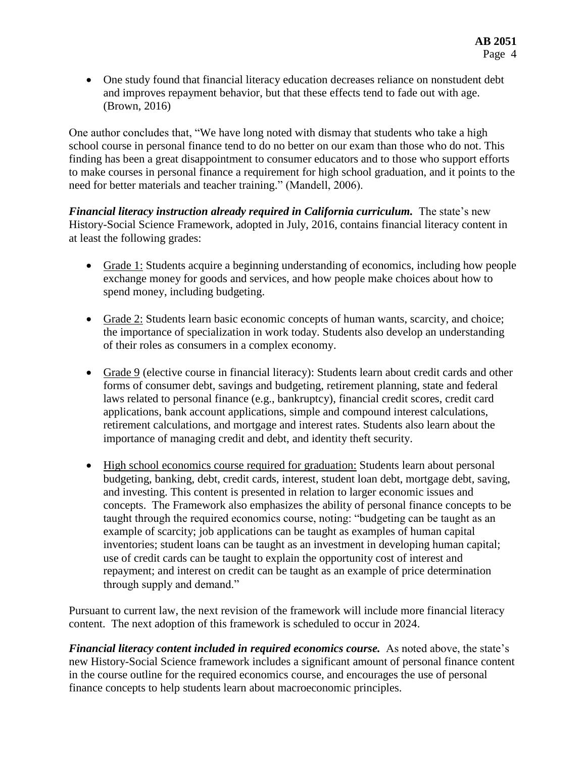- One study found that financial literacy education decreases reliance on nonstudent debt and improves repayment behavior, but that these effects tend to fade out with age. (Brown, 2016)

One author concludes that, "We have long noted with dismay that students who take a high school course in personal finance tend to do no better on our exam than those who do not. This finding has been a great disappointment to consumer educators and to those who support efforts to make courses in personal finance a requirement for high school graduation, and it points to the need for better materials and teacher training." (Mandell, 2006).

***Financial literacy instruction already required in California curriculum.*** The state's new History-Social Science Framework, adopted in July, 2016, contains financial literacy content in at least the following grades:

- Grade 1: Students acquire a beginning understanding of economics, including how people exchange money for goods and services, and how people make choices about how to spend money, including budgeting.

- Grade 2: Students learn basic economic concepts of human wants, scarcity, and choice; the importance of specialization in work today. Students also develop an understanding of their roles as consumers in a complex economy.

- Grade 9 (elective course in financial literacy): Students learn about credit cards and other forms of consumer debt, savings and budgeting, retirement planning, state and federal laws related to personal finance (e.g., bankruptcy), financial credit scores, credit card applications, bank account applications, simple and compound interest calculations, retirement calculations, and mortgage and interest rates. Students also learn about the importance of managing credit and debt, and identity theft security.

- High school economics course required for graduation: Students learn about personal budgeting, banking, debt, credit cards, interest, student loan debt, mortgage debt, saving, and investing. This content is presented in relation to larger economic issues and concepts. The Framework also emphasizes the ability of personal finance concepts to be taught through the required economics course, noting: "budgeting can be taught as an example of scarcity; job applications can be taught as examples of human capital inventories; student loans can be taught as an investment in developing human capital; use of credit cards can be taught to explain the opportunity cost of interest and repayment; and interest on credit can be taught as an example of price determination through supply and demand."

Pursuant to current law, the next revision of the framework will include more financial literacy content. The next adoption of this framework is scheduled to occur in 2024.

***Financial literacy content included in required economics course.*** As noted above, the state's new History-Social Science framework includes a significant amount of personal finance content in the course outline for the required economics course, and encourages the use of personal finance concepts to help students learn about macroeconomic principles.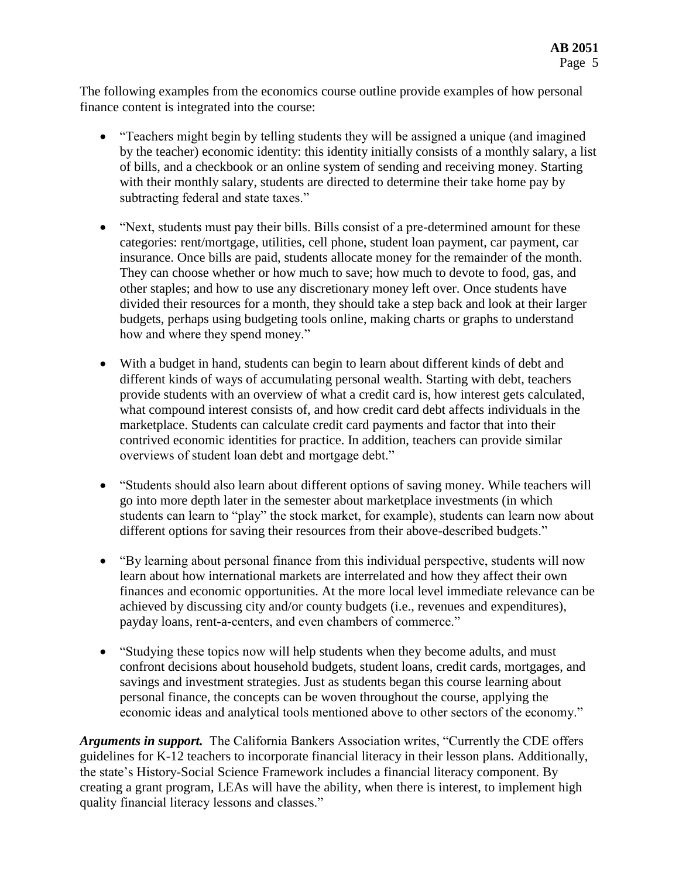The following examples from the economics course outline provide examples of how personal finance content is integrated into the course:

- "Teachers might begin by telling students they will be assigned a unique (and imagined by the teacher) economic identity: this identity initially consists of a monthly salary, a list of bills, and a checkbook or an online system of sending and receiving money. Starting with their monthly salary, students are directed to determine their take home pay by subtracting federal and state taxes."

- "Next, students must pay their bills. Bills consist of a pre-determined amount for these categories: rent/mortgage, utilities, cell phone, student loan payment, car payment, car insurance. Once bills are paid, students allocate money for the remainder of the month. They can choose whether or how much to save; how much to devote to food, gas, and other staples; and how to use any discretionary money left over. Once students have divided their resources for a month, they should take a step back and look at their larger budgets, perhaps using budgeting tools online, making charts or graphs to understand how and where they spend money."

- With a budget in hand, students can begin to learn about different kinds of debt and different kinds of ways of accumulating personal wealth. Starting with debt, teachers provide students with an overview of what a credit card is, how interest gets calculated, what compound interest consists of, and how credit card debt affects individuals in the marketplace. Students can calculate credit card payments and factor that into their contrived economic identities for practice. In addition, teachers can provide similar overviews of student loan debt and mortgage debt."

- "Students should also learn about different options of saving money. While teachers will go into more depth later in the semester about marketplace investments (in which students can learn to "play" the stock market, for example), students can learn now about different options for saving their resources from their above-described budgets."

- "By learning about personal finance from this individual perspective, students will now learn about how international markets are interrelated and how they affect their own finances and economic opportunities. At the more local level immediate relevance can be achieved by discussing city and/or county budgets (i.e., revenues and expenditures), payday loans, rent-a-centers, and even chambers of commerce."

- "Studying these topics now will help students when they become adults, and must confront decisions about household budgets, student loans, credit cards, mortgages, and savings and investment strategies. Just as students began this course learning about personal finance, the concepts can be woven throughout the course, applying the economic ideas and analytical tools mentioned above to other sectors of the economy."

***Arguments in support.*** The California Bankers Association writes, "Currently the CDE offers guidelines for K-12 teachers to incorporate financial literacy in their lesson plans. Additionally, the state's History-Social Science Framework includes a financial literacy component. By creating a grant program, LEAs will have the ability, when there is interest, to implement high quality financial literacy lessons and classes."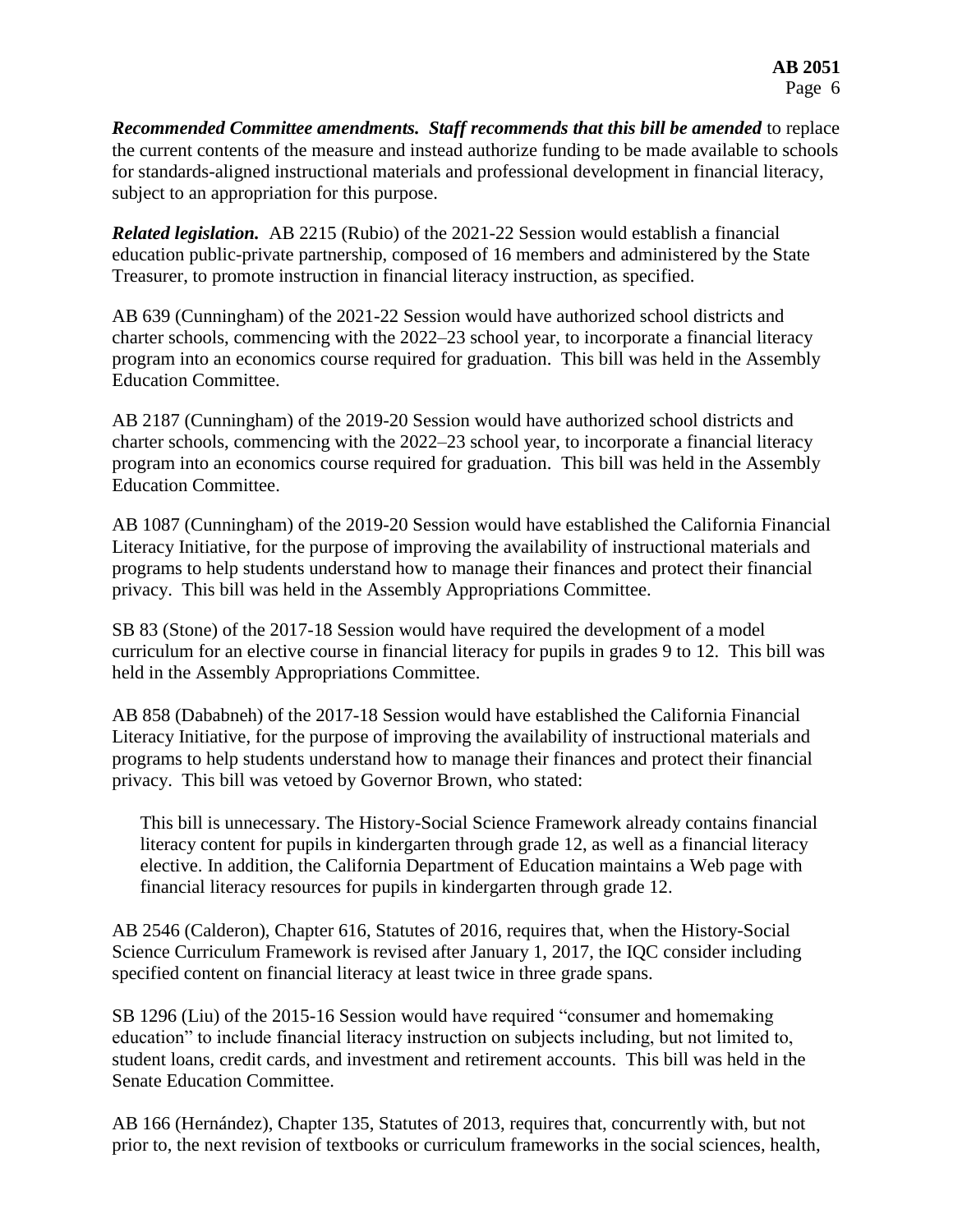***Recommended Committee amendments. Staff recommends that this bill be amended*** to replace the current contents of the measure and instead authorize funding to be made available to schools for standards-aligned instructional materials and professional development in financial literacy, subject to an appropriation for this purpose.

***Related legislation.*** AB 2215 (Rubio) of the 2021-22 Session would establish a financial education public-private partnership, composed of 16 members and administered by the State Treasurer, to promote instruction in financial literacy instruction, as specified.

AB 639 (Cunningham) of the 2021-22 Session would have authorized school districts and charter schools, commencing with the 2022–23 school year, to incorporate a financial literacy program into an economics course required for graduation. This bill was held in the Assembly Education Committee.

AB 2187 (Cunningham) of the 2019-20 Session would have authorized school districts and charter schools, commencing with the 2022–23 school year, to incorporate a financial literacy program into an economics course required for graduation. This bill was held in the Assembly Education Committee.

AB 1087 (Cunningham) of the 2019-20 Session would have established the California Financial Literacy Initiative, for the purpose of improving the availability of instructional materials and programs to help students understand how to manage their finances and protect their financial privacy. This bill was held in the Assembly Appropriations Committee.

SB 83 (Stone) of the 2017-18 Session would have required the development of a model curriculum for an elective course in financial literacy for pupils in grades 9 to 12. This bill was held in the Assembly Appropriations Committee.

AB 858 (Dababneh) of the 2017-18 Session would have established the California Financial Literacy Initiative, for the purpose of improving the availability of instructional materials and programs to help students understand how to manage their finances and protect their financial privacy. This bill was vetoed by Governor Brown, who stated:

> This bill is unnecessary. The History-Social Science Framework already contains financial literacy content for pupils in kindergarten through grade 12, as well as a financial literacy elective. In addition, the California Department of Education maintains a Web page with financial literacy resources for pupils in kindergarten through grade 12.

AB 2546 (Calderon), Chapter 616, Statutes of 2016, requires that, when the History-Social Science Curriculum Framework is revised after January 1, 2017, the IQC consider including specified content on financial literacy at least twice in three grade spans.

SB 1296 (Liu) of the 2015-16 Session would have required "consumer and homemaking education" to include financial literacy instruction on subjects including, but not limited to, student loans, credit cards, and investment and retirement accounts. This bill was held in the Senate Education Committee.

AB 166 (Hernández), Chapter 135, Statutes of 2013, requires that, concurrently with, but not prior to, the next revision of textbooks or curriculum frameworks in the social sciences, health,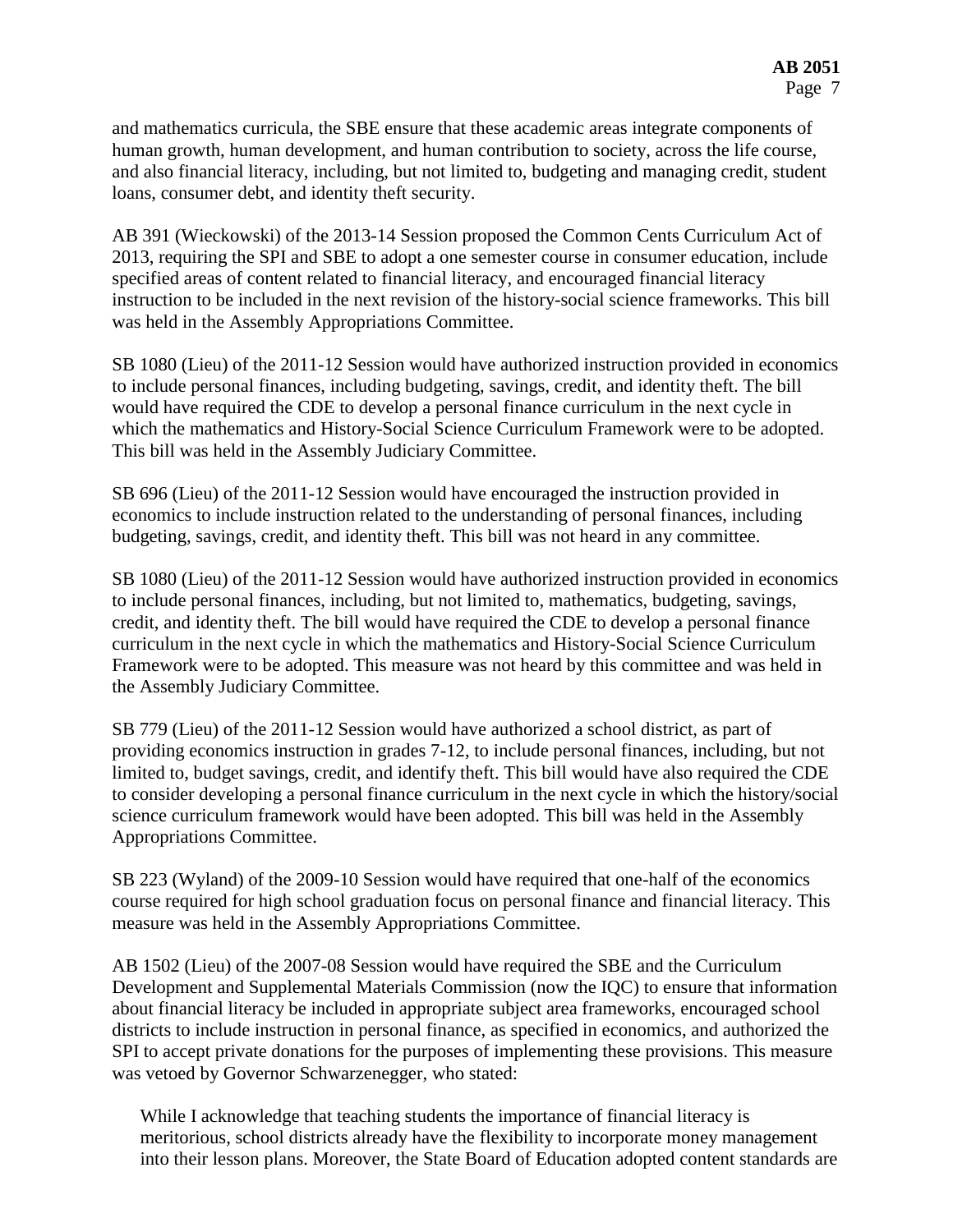and mathematics curricula, the SBE ensure that these academic areas integrate components of human growth, human development, and human contribution to society, across the life course, and also financial literacy, including, but not limited to, budgeting and managing credit, student loans, consumer debt, and identity theft security.

AB 391 (Wieckowski) of the 2013-14 Session proposed the Common Cents Curriculum Act of 2013, requiring the SPI and SBE to adopt a one semester course in consumer education, include specified areas of content related to financial literacy, and encouraged financial literacy instruction to be included in the next revision of the history-social science frameworks. This bill was held in the Assembly Appropriations Committee.

SB 1080 (Lieu) of the 2011-12 Session would have authorized instruction provided in economics to include personal finances, including budgeting, savings, credit, and identity theft. The bill would have required the CDE to develop a personal finance curriculum in the next cycle in which the mathematics and History-Social Science Curriculum Framework were to be adopted. This bill was held in the Assembly Judiciary Committee.

SB 696 (Lieu) of the 2011-12 Session would have encouraged the instruction provided in economics to include instruction related to the understanding of personal finances, including budgeting, savings, credit, and identity theft. This bill was not heard in any committee.

SB 1080 (Lieu) of the 2011-12 Session would have authorized instruction provided in economics to include personal finances, including, but not limited to, mathematics, budgeting, savings, credit, and identity theft. The bill would have required the CDE to develop a personal finance curriculum in the next cycle in which the mathematics and History-Social Science Curriculum Framework were to be adopted. This measure was not heard by this committee and was held in the Assembly Judiciary Committee.

SB 779 (Lieu) of the 2011-12 Session would have authorized a school district, as part of providing economics instruction in grades 7-12, to include personal finances, including, but not limited to, budget savings, credit, and identify theft. This bill would have also required the CDE to consider developing a personal finance curriculum in the next cycle in which the history/social science curriculum framework would have been adopted. This bill was held in the Assembly Appropriations Committee.

SB 223 (Wyland) of the 2009-10 Session would have required that one-half of the economics course required for high school graduation focus on personal finance and financial literacy. This measure was held in the Assembly Appropriations Committee.

AB 1502 (Lieu) of the 2007-08 Session would have required the SBE and the Curriculum Development and Supplemental Materials Commission (now the IQC) to ensure that information about financial literacy be included in appropriate subject area frameworks, encouraged school districts to include instruction in personal finance, as specified in economics, and authorized the SPI to accept private donations for the purposes of implementing these provisions. This measure was vetoed by Governor Schwarzenegger, who stated:

> While I acknowledge that teaching students the importance of financial literacy is meritorious, school districts already have the flexibility to incorporate money management into their lesson plans. Moreover, the State Board of Education adopted content standards are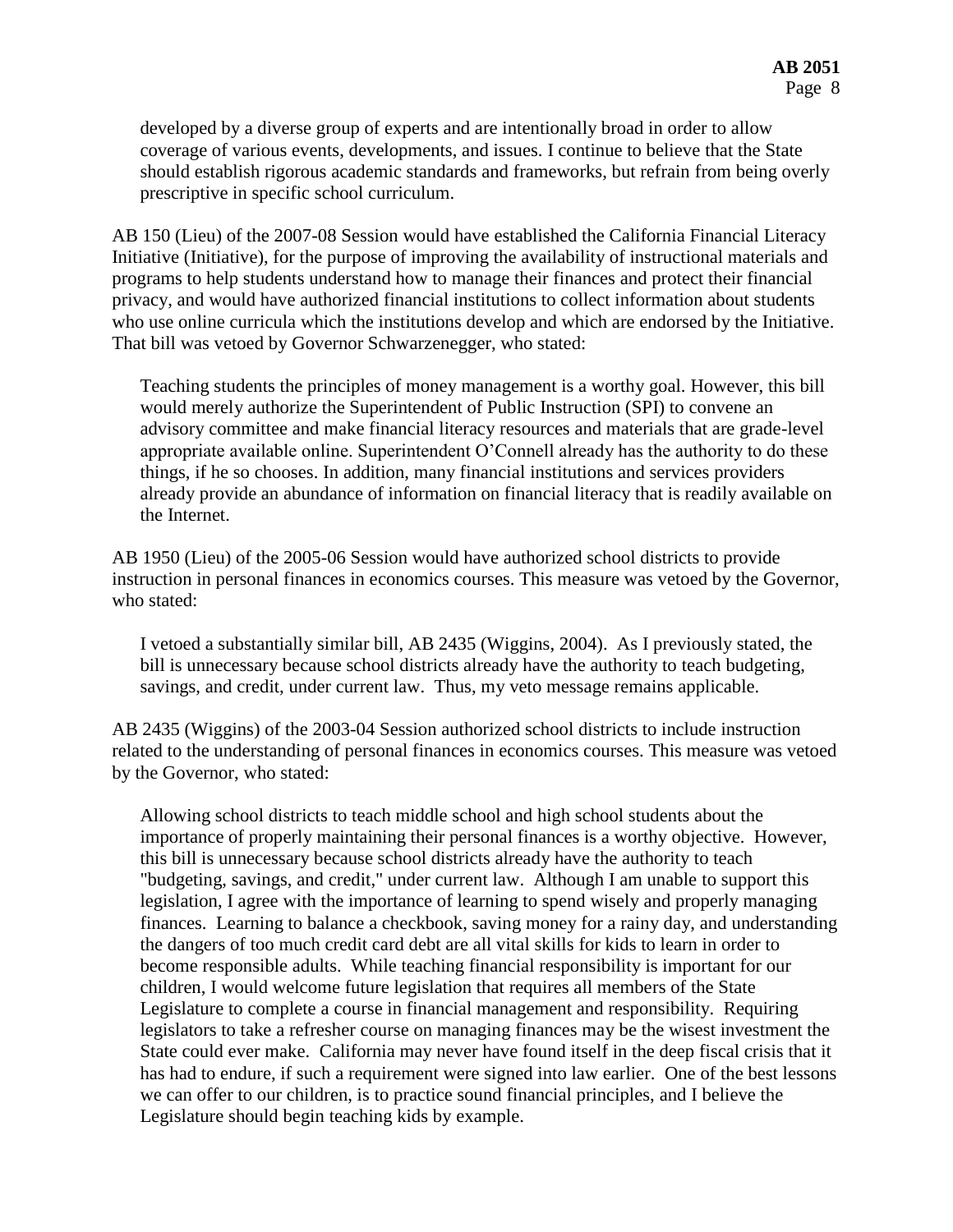> developed by a diverse group of experts and are intentionally broad in order to allow coverage of various events, developments, and issues. I continue to believe that the State should establish rigorous academic standards and frameworks, but refrain from being overly prescriptive in specific school curriculum.

AB 150 (Lieu) of the 2007-08 Session would have established the California Financial Literacy Initiative (Initiative), for the purpose of improving the availability of instructional materials and programs to help students understand how to manage their finances and protect their financial privacy, and would have authorized financial institutions to collect information about students who use online curricula which the institutions develop and which are endorsed by the Initiative. That bill was vetoed by Governor Schwarzenegger, who stated:

> Teaching students the principles of money management is a worthy goal. However, this bill would merely authorize the Superintendent of Public Instruction (SPI) to convene an advisory committee and make financial literacy resources and materials that are grade-level appropriate available online. Superintendent O'Connell already has the authority to do these things, if he so chooses. In addition, many financial institutions and services providers already provide an abundance of information on financial literacy that is readily available on the Internet.

AB 1950 (Lieu) of the 2005-06 Session would have authorized school districts to provide instruction in personal finances in economics courses. This measure was vetoed by the Governor, who stated:

> I vetoed a substantially similar bill, AB 2435 (Wiggins, 2004). As I previously stated, the bill is unnecessary because school districts already have the authority to teach budgeting, savings, and credit, under current law. Thus, my veto message remains applicable.

AB 2435 (Wiggins) of the 2003-04 Session authorized school districts to include instruction related to the understanding of personal finances in economics courses. This measure was vetoed by the Governor, who stated:

> Allowing school districts to teach middle school and high school students about the importance of properly maintaining their personal finances is a worthy objective. However, this bill is unnecessary because school districts already have the authority to teach "budgeting, savings, and credit," under current law. Although I am unable to support this legislation, I agree with the importance of learning to spend wisely and properly managing finances. Learning to balance a checkbook, saving money for a rainy day, and understanding the dangers of too much credit card debt are all vital skills for kids to learn in order to become responsible adults. While teaching financial responsibility is important for our children, I would welcome future legislation that requires all members of the State Legislature to complete a course in financial management and responsibility. Requiring legislators to take a refresher course on managing finances may be the wisest investment the State could ever make. California may never have found itself in the deep fiscal crisis that it has had to endure, if such a requirement were signed into law earlier. One of the best lessons we can offer to our children, is to practice sound financial principles, and I believe the Legislature should begin teaching kids by example.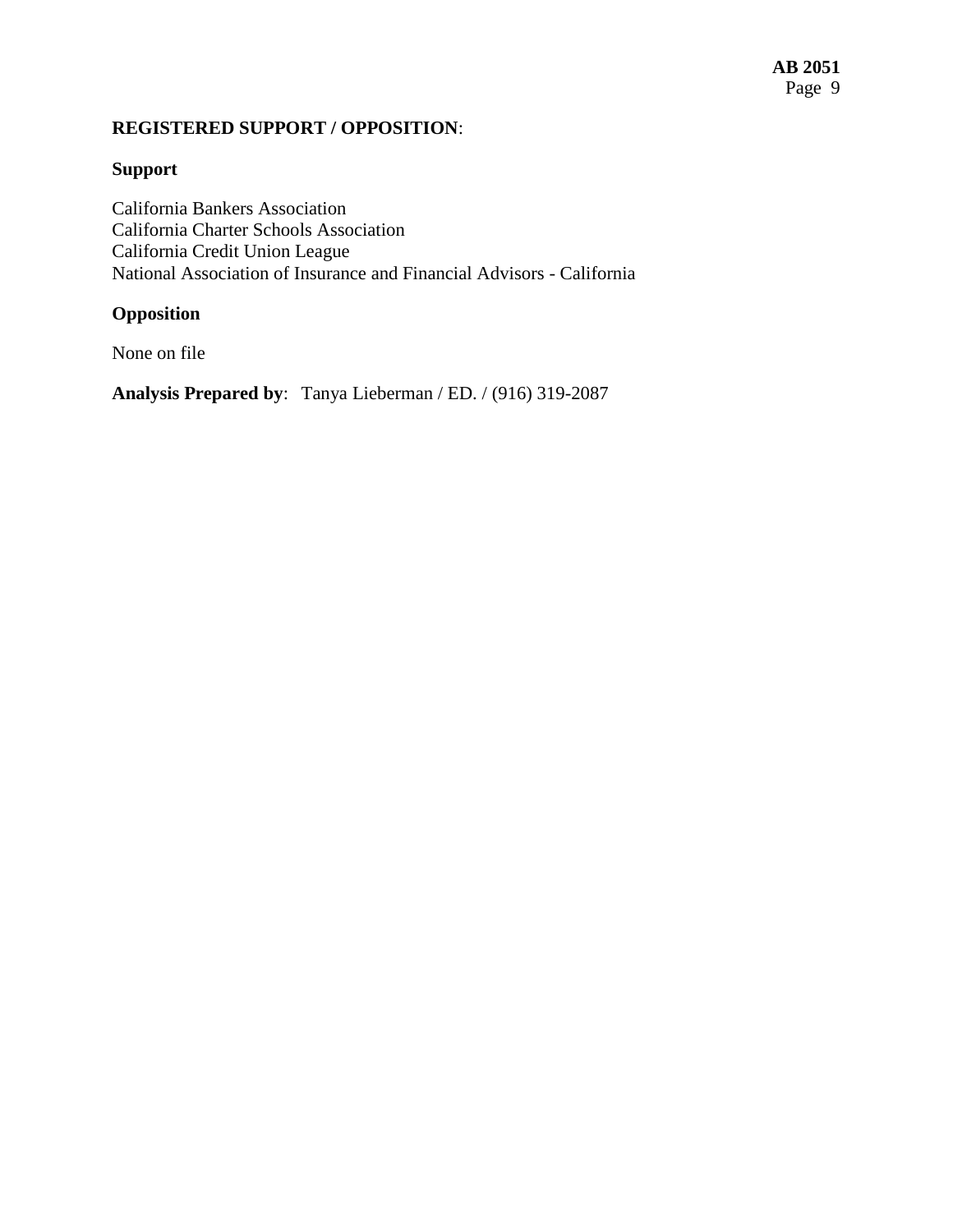**REGISTERED SUPPORT / OPPOSITION**:

**Support**

California Bankers Association
California Charter Schools Association
California Credit Union League
National Association of Insurance and Financial Advisors - California

**Opposition**

None on file

**Analysis Prepared by**: Tanya Lieberman / ED. / (916) 319-2087